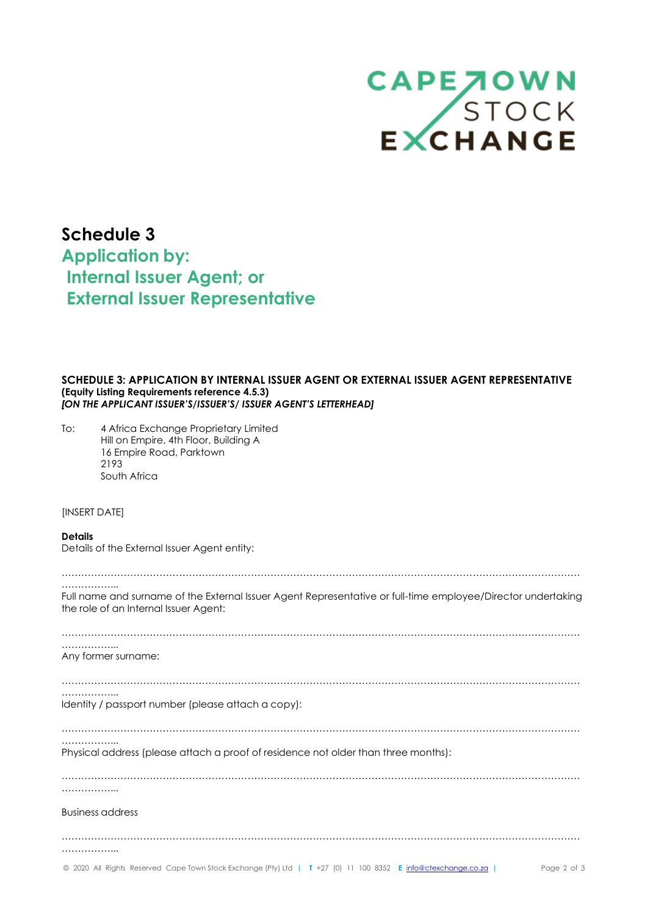# Schedule 3

## Application by:
## Internal Issuer Agent; or
## External Issuer Representative

**SCHEDULE 3: APPLICATION BY INTERNAL ISSUER AGENT OR EXTERNAL ISSUER AGENT REPRESENTATIVE**
**(Equity Listing Requirements reference 4.5.3)**
***[ON THE APPLICANT ISSUER'S/ISSUER'S/ ISSUER AGENT'S LETTERHEAD]***

To: 4 Africa Exchange Proprietary Limited
Hill on Empire, 4th Floor, Building A
16 Empire Road, Parktown
2193
South Africa

[INSERT DATE]

**Details**

Details of the External Issuer Agent entity:

……………………………………………………………………………………………………………………………………………………………………………………

Full name and surname of the External Issuer Agent Representative or full-time employee/Director undertaking the role of an Internal Issuer Agent:

……………………………………………………………………………………………………………………………………………………………………………………

Any former surname:

……………………………………………………………………………………………………………………………………………………………………………………

Identity / passport number (please attach a copy):

……………………………………………………………………………………………………………………………………………………………………………………

Physical address (please attach a proof of residence not older than three months):

……………………………………………………………………………………………………………………………………………………………………………………

Business address

……………………………………………………………………………………………………………………………………………………………………………………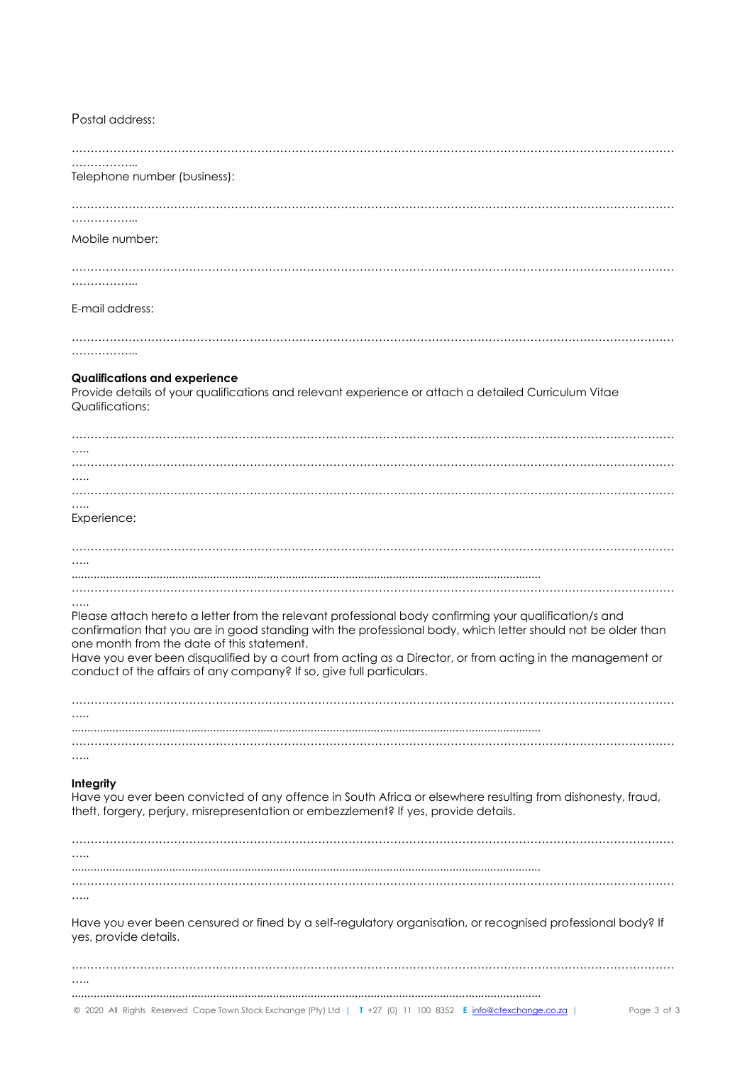Postal address:

………………………………………………………………………………………………………………………………………………
……………...

Telephone number (business):

………………………………………………………………………………………………………………………………………………
……………...

Mobile number:

………………………………………………………………………………………………………………………………………………
……………...

E-mail address:

………………………………………………………………………………………………………………………………………………
……………...

**Qualifications and experience**

Provide details of your qualifications and relevant experience or attach a detailed Curriculum Vitae

Qualifications:

………………………………………………………………………………………………………………………………………………
…..
………………………………………………………………………………………………………………………………………………
…..
………………………………………………………………………………………………………………………………………………
…..

Experience:

………………………………………………………………………………………………………………………………………………
…..
..................................................................................................................................................
………………………………………………………………………………………………………………………………………………
…..

Please attach hereto a letter from the relevant professional body confirming your qualification/s and confirmation that you are in good standing with the professional body, which letter should not be older than one month from the date of this statement.

Have you ever been disqualified by a court from acting as a Director, or from acting in the management or conduct of the affairs of any company? If so, give full particulars.

………………………………………………………………………………………………………………………………………………
…..
..................................................................................................................................................
………………………………………………………………………………………………………………………………………………
…..

**Integrity**

Have you ever been convicted of any offence in South Africa or elsewhere resulting from dishonesty, fraud, theft, forgery, perjury, misrepresentation or embezzlement? If yes, provide details.

………………………………………………………………………………………………………………………………………………
…..
..................................................................................................................................................
………………………………………………………………………………………………………………………………………………
…..

Have you ever been censured or fined by a self-regulatory organisation, or recognised professional body? If yes, provide details.

………………………………………………………………………………………………………………………………………………
…..
..................................................................................................................................................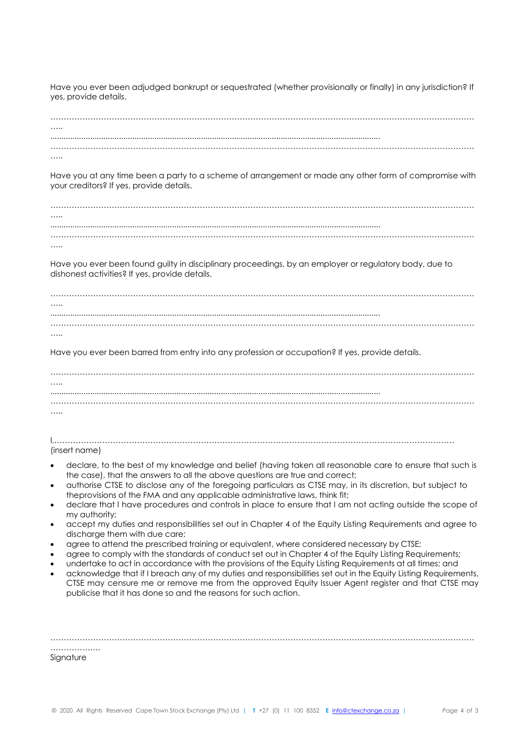Have you ever been adjudged bankrupt or sequestrated (whether provisionally or finally) in any jurisdiction? If yes, provide details.

……………………………………………………………………………………………………………………………………………
…..
..................................................................................................................................................
……………………………………………………………………………………………………………………………………………
…..

Have you at any time been a party to a scheme of arrangement or made any other form of compromise with your creditors? If yes, provide details.

……………………………………………………………………………………………………………………………………………
…..
..................................................................................................................................................
……………………………………………………………………………………………………………………………………………
…..

Have you ever been found guilty in disciplinary proceedings, by an employer or regulatory body, due to dishonest activities? If yes, provide details.

……………………………………………………………………………………………………………………………………………
…..
..................................................................................................................................................
……………………………………………………………………………………………………………………………………………
…..

Have you ever been barred from entry into any profession or occupation? If yes, provide details.

……………………………………………………………………………………………………………………………………………
…..
..................................................................................................................................................
……………………………………………………………………………………………………………………………………………
…..

I,………………………………………………………………………………………………………………………………
(insert name)

- declare, to the best of my knowledge and belief (having taken all reasonable care to ensure that such is the case), that the answers to all the above questions are true and correct;
- authorise CTSE to disclose any of the foregoing particulars as CTSE may, in its discretion, but subject to theprovisions of the FMA and any applicable administrative laws, think fit;
- declare that I have procedures and controls in place to ensure that I am not acting outside the scope of my authority;
- accept my duties and responsibilities set out in Chapter 4 of the Equity Listing Requirements and agree to discharge them with due care;
- agree to attend the prescribed training or equivalent, where considered necessary by CTSE;
- agree to comply with the standards of conduct set out in Chapter 4 of the Equity Listing Requirements;
- undertake to act in accordance with the provisions of the Equity Listing Requirements at all times; and
- acknowledge that if I breach any of my duties and responsibilities set out in the Equity Listing Requirements, CTSE may censure me or remove me from the approved Equity Issuer Agent register and that CTSE may publicise that it has done so and the reasons for such action.

……………………………………………………………………………………………………………………………………………
……………….
Signature